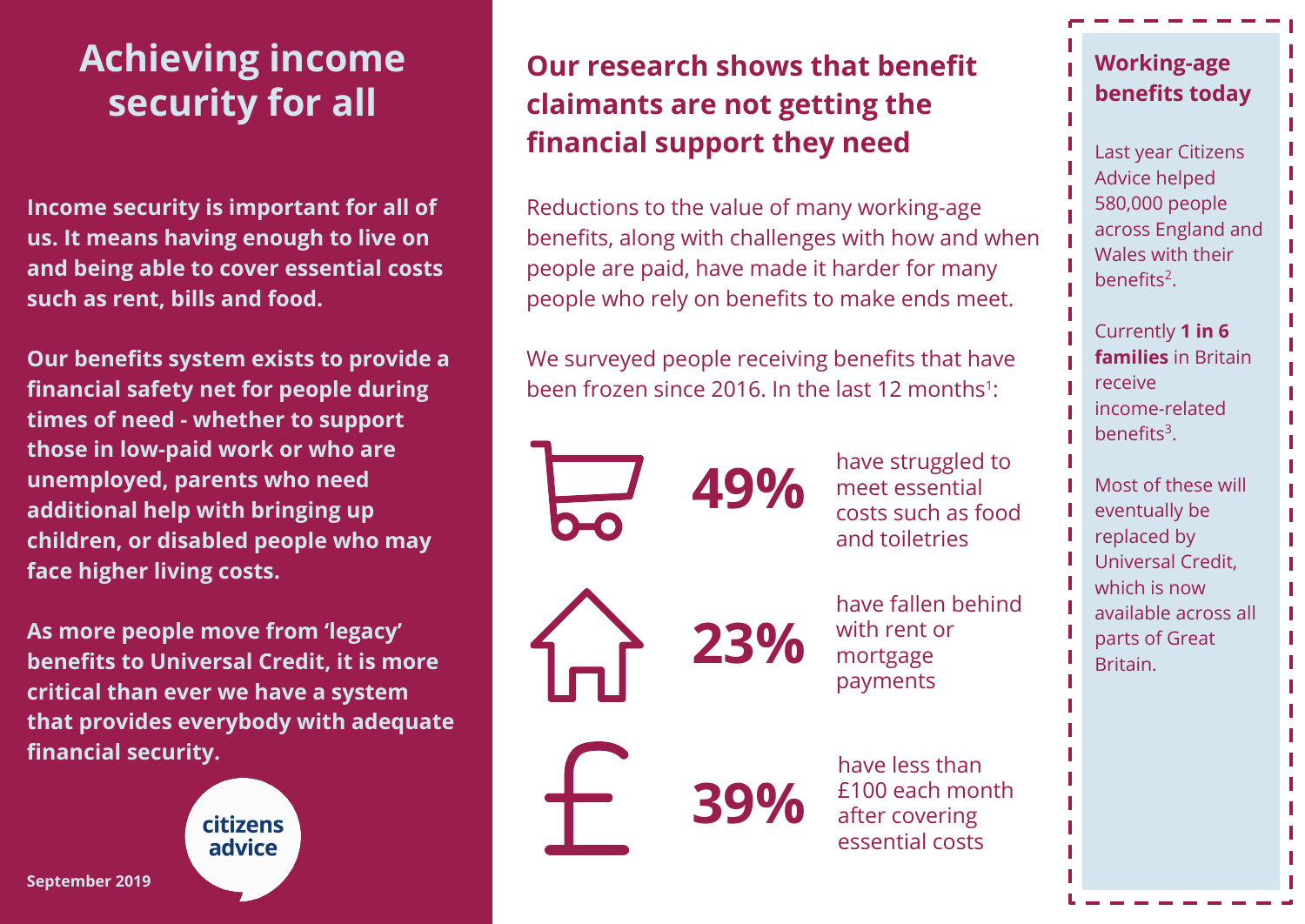# Achieving income security for all

**Income security is important for all of us. It means having enough to live on and being able to cover essential costs such as rent, bills and food.**

**Our benefits system exists to provide a financial safety net for people during times of need - whether to support those in low-paid work or who are unemployed, parents who need additional help with bringing up children, or disabled people who may face higher living costs.**

**As more people move from 'legacy' benefits to Universal Credit, it is more critical than ever we have a system that provides everybody with adequate financial security.**

citizens advice

**September 2019**

## Our research shows that benefit claimants are not getting the financial support they need

Reductions to the value of many working-age benefits, along with challenges with how and when people are paid, have made it harder for many people who rely on benefits to make ends meet.

We surveyed people receiving benefits that have been frozen since 2016. In the last 12 months[1]:

- **49%** have struggled to meet essential costs such as food and toiletries
- **23%** have fallen behind with rent or mortgage payments
- **39%** have less than £100 each month after covering essential costs

## Working-age benefits today

Last year Citizens Advice helped 580,000 people across England and Wales with their benefits[2].

Currently **1 in 6 families** in Britain receive income-related benefits[3].

Most of these will eventually be replaced by Universal Credit, which is now available across all parts of Great Britain.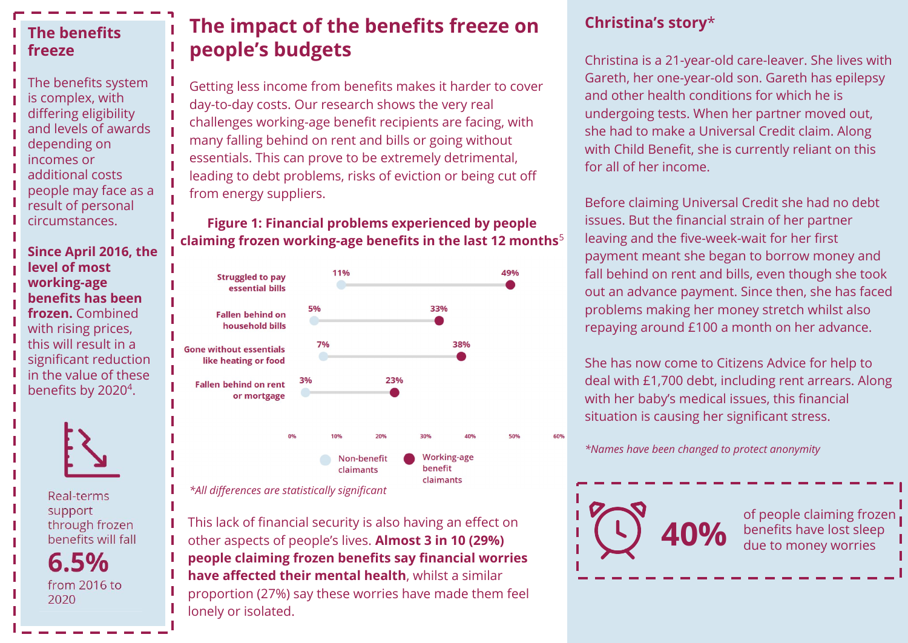## The benefits freeze

The benefits system is complex, with differing eligibility and levels of awards depending on incomes or additional costs people may face as a result of personal circumstances.

**Since April 2016, the level of most working-age benefits has been frozen.** Combined with rising prices, this will result in a significant reduction in the value of these benefits by 2020[4].

Real-terms support through frozen benefits will fall

**6.5%**

from 2016 to 2020

# The impact of the benefits freeze on people's budgets

Getting less income from benefits makes it harder to cover day-to-day costs. Our research shows the very real challenges working-age benefit recipients are facing, with many falling behind on rent and bills or going without essentials. This can prove to be extremely detrimental, leading to debt problems, risks of eviction or being cut off from energy suppliers.

**Figure 1: Financial problems experienced by people claiming frozen working-age benefits in the last 12 months**[5]

| | Non-benefit claimants | Working-age benefit claimants |
|---|---|---|
| Struggled to pay essential bills | 11% | 49% |
| Fallen behind on household bills | 5% | 33% |
| Gone without essentials like heating or food | 7% | 38% |
| Fallen behind on rent or mortgage | 3% | 23% |

*All differences are statistically significant*

This lack of financial security is also having an effect on other aspects of people's lives. **Almost 3 in 10 (29%) people claiming frozen benefits say financial worries have affected their mental health**, whilst a similar proportion (27%) say these worries have made them feel lonely or isolated.

## Christina's story*

Christina is a 21-year-old care-leaver. She lives with Gareth, her one-year-old son. Gareth has epilepsy and other health conditions for which he is undergoing tests. When her partner moved out, she had to make a Universal Credit claim. Along with Child Benefit, she is currently reliant on this for all of her income.

Before claiming Universal Credit she had no debt issues. But the financial strain of her partner leaving and the five-week-wait for her first payment meant she began to borrow money and fall behind on rent and bills, even though she took out an advance payment. Since then, she has faced problems making her money stretch whilst also repaying around £100 a month on her advance.

She has now come to Citizens Advice for help to deal with £1,700 debt, including rent arrears. Along with her baby's medical issues, this financial situation is causing her significant stress.

*\*Names have been changed to protect anonymity*

**40%** of people claiming frozen benefits have lost sleep due to money worries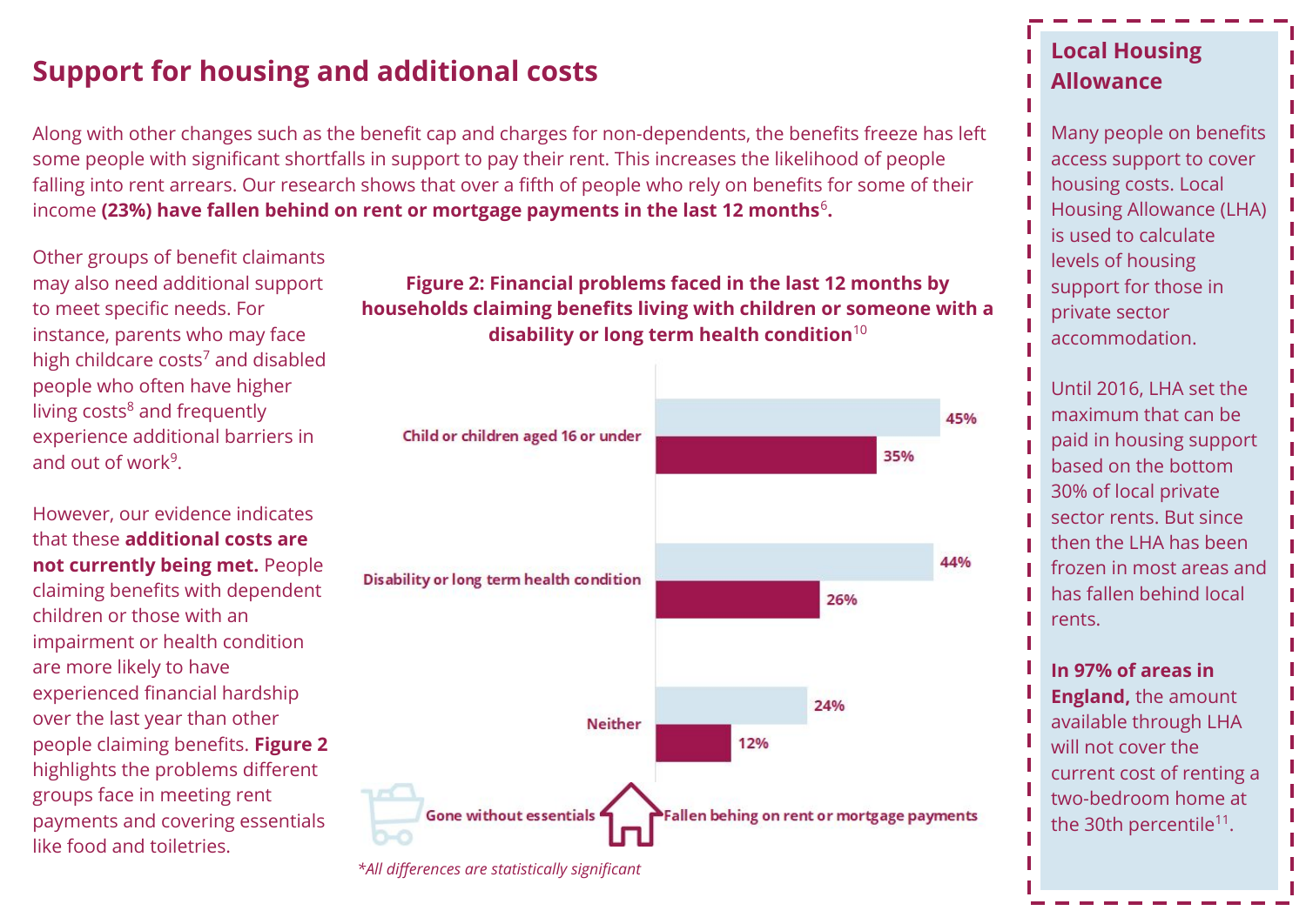## Support for housing and additional costs

Along with other changes such as the benefit cap and charges for non-dependents, the benefits freeze has left some people with significant shortfalls in support to pay their rent. This increases the likelihood of people falling into rent arrears. Our research shows that over a fifth of people who rely on benefits for some of their income **(23%) have fallen behind on rent or mortgage payments in the last 12 months**[6]**.**

Other groups of benefit claimants may also need additional support to meet specific needs. For instance, parents who may face high childcare costs[7] and disabled people who often have higher living costs[8] and frequently experience additional barriers in and out of work[9].

However, our evidence indicates that these **additional costs are not currently being met.** People claiming benefits with dependent children or those with an impairment or health condition are more likely to have experienced financial hardship over the last year than other people claiming benefits. **Figure 2** highlights the problems different groups face in meeting rent payments and covering essentials like food and toiletries.

**Figure 2: Financial problems faced in the last 12 months by households claiming benefits living with children or someone with a disability or long term health condition**[10]

| | Gone without essentials | Fallen behing on rent or mortgage payments |
|---|---|---|
| Child or children aged 16 or under | 45% | 35% |
| Disability or long term health condition | 44% | 26% |
| Neither | 24% | 12% |

*\*All differences are statistically significant*

### Local Housing Allowance

Many people on benefits access support to cover housing costs. Local Housing Allowance (LHA) is used to calculate levels of housing support for those in private sector accommodation.

Until 2016, LHA set the maximum that can be paid in housing support based on the bottom 30% of local private sector rents. But since then the LHA has been frozen in most areas and has fallen behind local rents.

**In 97% of areas in England,** the amount available through LHA will not cover the current cost of renting a two-bedroom home at the 30th percentile[11].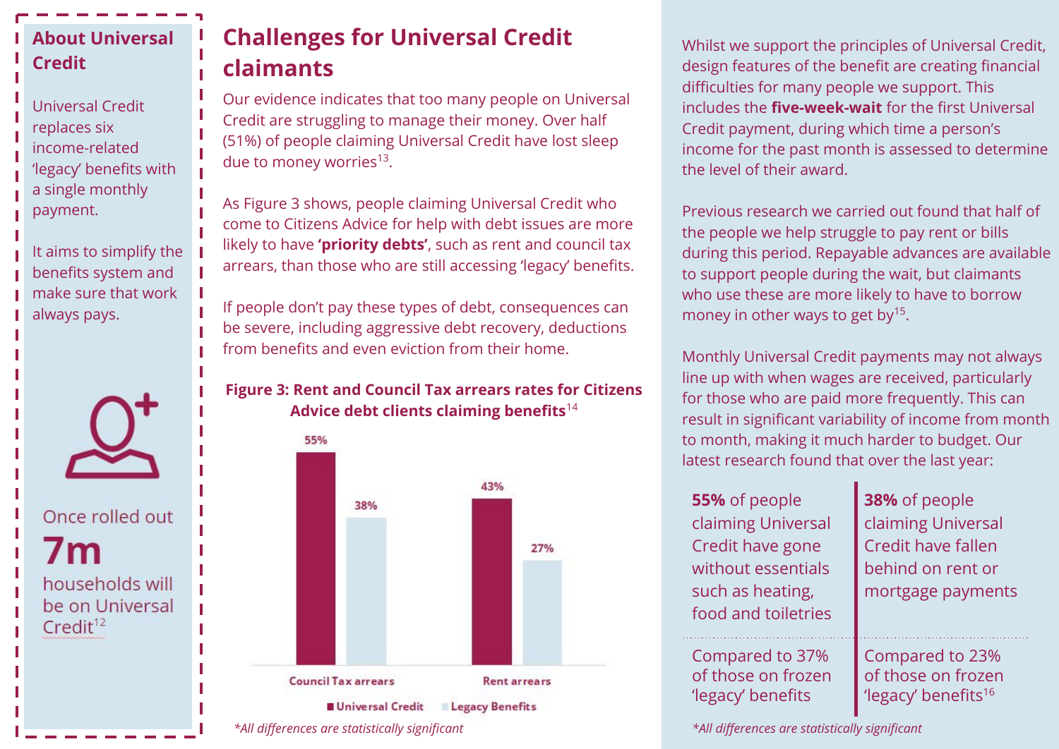## About Universal Credit

Universal Credit replaces six income-related 'legacy' benefits with a single monthly payment.

It aims to simplify the benefits system and make sure that work always pays.

Once rolled out **7m** households will be on Universal Credit[12]

## Challenges for Universal Credit claimants

Our evidence indicates that too many people on Universal Credit are struggling to manage their money. Over half (51%) of people claiming Universal Credit have lost sleep due to money worries[13].

As Figure 3 shows, people claiming Universal Credit who come to Citizens Advice for help with debt issues are more likely to have **'priority debts'**, such as rent and council tax arrears, than those who are still accessing 'legacy' benefits.

If people don't pay these types of debt, consequences can be severe, including aggressive debt recovery, deductions from benefits and even eviction from their home.

**Figure 3: Rent and Council Tax arrears rates for Citizens Advice debt clients claiming benefits**[14]

| | Universal Credit | Legacy Benefits |
|---|---|---|
| Council Tax arrears | 55% | 38% |
| Rent arrears | 43% | 27% |

*\*All differences are statistically significant*

Whilst we support the principles of Universal Credit, design features of the benefit are creating financial difficulties for many people we support. This includes the **five-week-wait** for the first Universal Credit payment, during which time a person's income for the past month is assessed to determine the level of their award.

Previous research we carried out found that half of the people we help struggle to pay rent or bills during this period. Repayable advances are available to support people during the wait, but claimants who use these are more likely to have to borrow money in other ways to get by[15].

Monthly Universal Credit payments may not always line up with when wages are received, particularly for those who are paid more frequently. This can result in significant variability of income from month to month, making it much harder to budget. Our latest research found that over the last year:

- **55%** of people claiming Universal Credit have gone without essentials such as heating, food and toiletries — Compared to 37% of those on frozen 'legacy' benefits
- **38%** of people claiming Universal Credit have fallen behind on rent or mortgage payments — Compared to 23% of those on frozen 'legacy' benefits[16]

*\*All differences are statistically significant*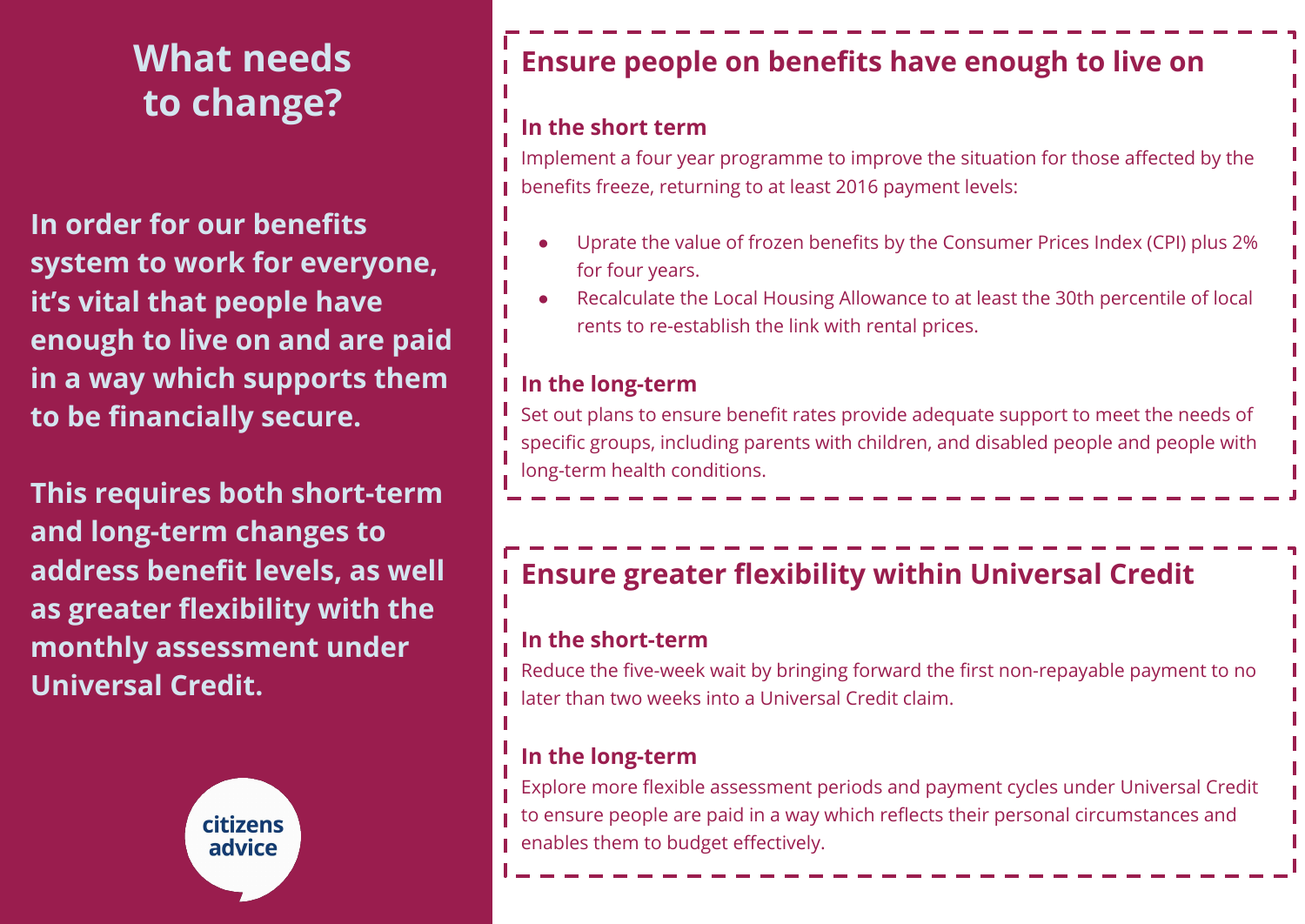# What needs to change?

**In order for our benefits system to work for everyone, it's vital that people have enough to live on and are paid in a way which supports them to be financially secure.**

**This requires both short-term and long-term changes to address benefit levels, as well as greater flexibility with the monthly assessment under Universal Credit.**

## Ensure people on benefits have enough to live on

### In the short term

Implement a four year programme to improve the situation for those affected by the benefits freeze, returning to at least 2016 payment levels:

- Uprate the value of frozen benefits by the Consumer Prices Index (CPI) plus 2% for four years.
- Recalculate the Local Housing Allowance to at least the 30th percentile of local rents to re-establish the link with rental prices.

### In the long-term

Set out plans to ensure benefit rates provide adequate support to meet the needs of specific groups, including parents with children, and disabled people and people with long-term health conditions.

## Ensure greater flexibility within Universal Credit

### In the short-term

Reduce the five-week wait by bringing forward the first non-repayable payment to no later than two weeks into a Universal Credit claim.

### In the long-term

Explore more flexible assessment periods and payment cycles under Universal Credit to ensure people are paid in a way which reflects their personal circumstances and enables them to budget effectively.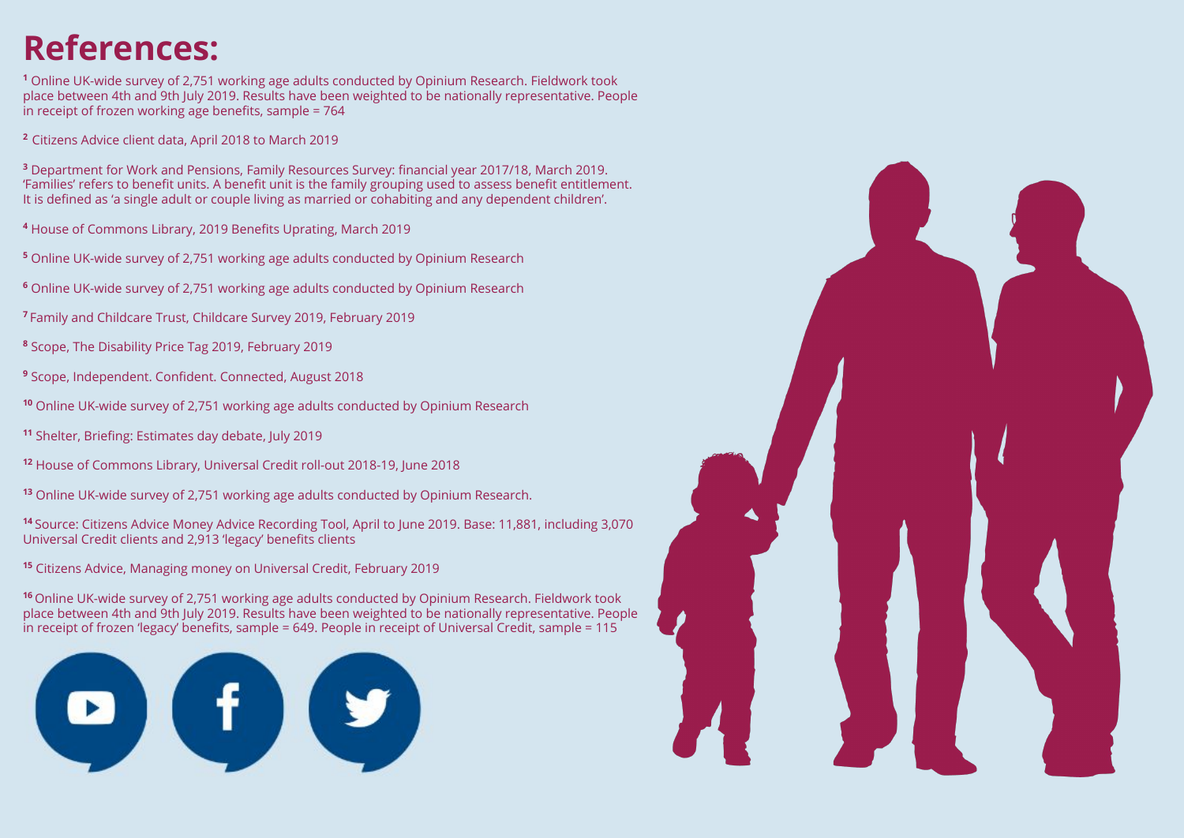# References:

[1] Online UK-wide survey of 2,751 working age adults conducted by Opinium Research. Fieldwork took place between 4th and 9th July 2019. Results have been weighted to be nationally representative. People in receipt of frozen working age benefits, sample = 764

[2] Citizens Advice client data, April 2018 to March 2019

[3] Department for Work and Pensions, Family Resources Survey: financial year 2017/18, March 2019. 'Families' refers to benefit units. A benefit unit is the family grouping used to assess benefit entitlement. It is defined as 'a single adult or couple living as married or cohabiting and any dependent children'.

[4] House of Commons Library, 2019 Benefits Uprating, March 2019

[5] Online UK-wide survey of 2,751 working age adults conducted by Opinium Research

[6] Online UK-wide survey of 2,751 working age adults conducted by Opinium Research

[7] Family and Childcare Trust, Childcare Survey 2019, February 2019

[8] Scope, The Disability Price Tag 2019, February 2019

[9] Scope, Independent. Confident. Connected, August 2018

[10] Online UK-wide survey of 2,751 working age adults conducted by Opinium Research

[11] Shelter, Briefing: Estimates day debate, July 2019

[12] House of Commons Library, Universal Credit roll-out 2018-19, June 2018

[13] Online UK-wide survey of 2,751 working age adults conducted by Opinium Research.

[14] Source: Citizens Advice Money Advice Recording Tool, April to June 2019. Base: 11,881, including 3,070 Universal Credit clients and 2,913 'legacy' benefits clients

[15] Citizens Advice, Managing money on Universal Credit, February 2019

[16] Online UK-wide survey of 2,751 working age adults conducted by Opinium Research. Fieldwork took place between 4th and 9th July 2019. Results have been weighted to be nationally representative. People in receipt of frozen 'legacy' benefits, sample = 649. People in receipt of Universal Credit, sample = 115